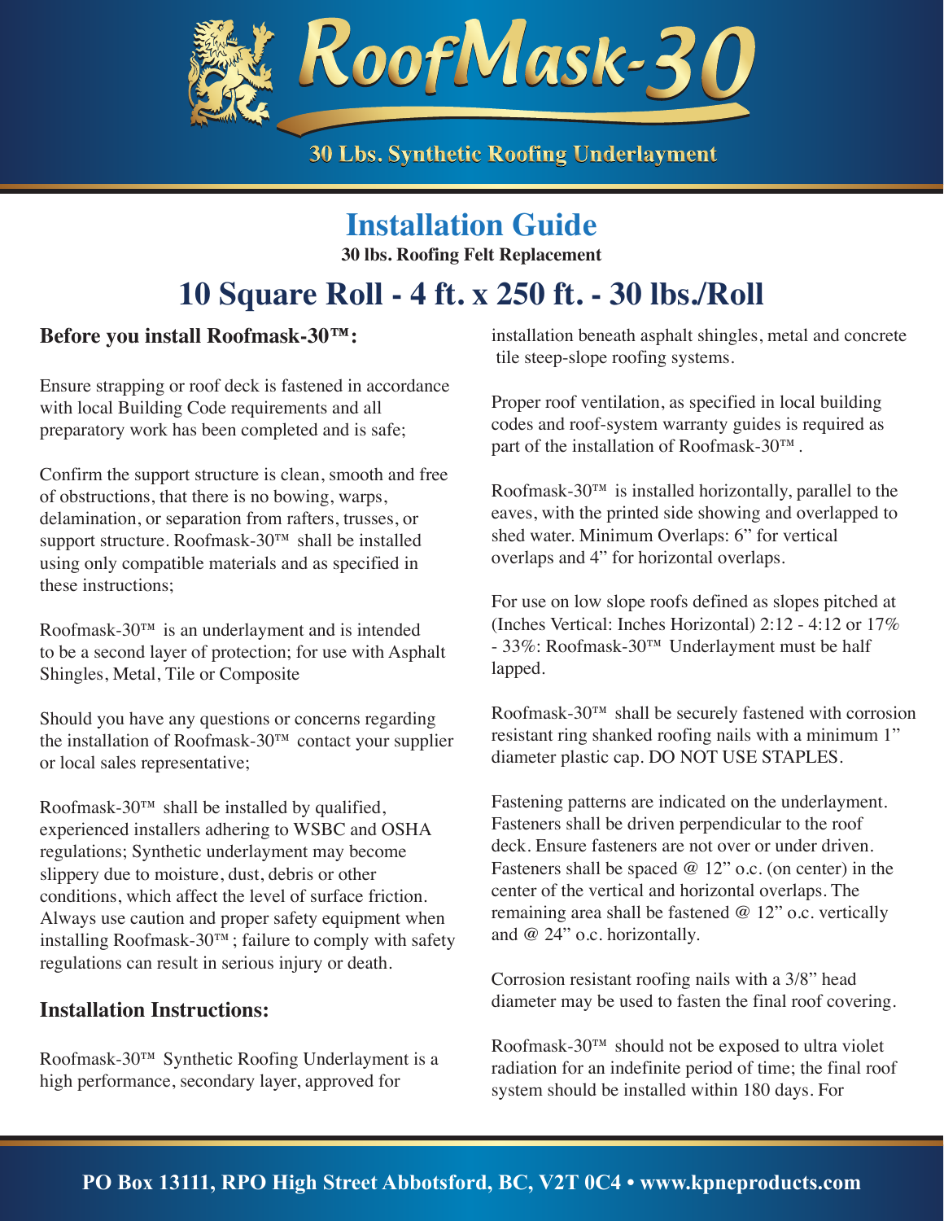# RoofMask-30

30 Lbs. Synthetic Roofing Underlayment

## Installation Guide

**30 lbs. Roofing Felt Replacement**

## 10 Square Roll - 4 ft. x 250 ft. - 30 lbs./Roll

### Before you install Roofmask-30™:

Ensure strapping or roof deck is fastened in accordance with local Building Code requirements and all preparatory work has been completed and is safe;

Confirm the support structure is clean, smooth and free of obstructions, that there is no bowing, warps, delamination, or separation from rafters, trusses, or support structure. Roofmask-30™ shall be installed using only compatible materials and as specified in these instructions;

Roofmask-30™ is an underlayment and is intended to be a second layer of protection; for use with Asphalt Shingles, Metal, Tile or Composite

Should you have any questions or concerns regarding the installation of Roofmask-30™ contact your supplier or local sales representative;

Roofmask-30™ shall be installed by qualified, experienced installers adhering to WSBC and OSHA regulations; Synthetic underlayment may become slippery due to moisture, dust, debris or other conditions, which affect the level of surface friction. Always use caution and proper safety equipment when installing Roofmask-30™; failure to comply with safety regulations can result in serious injury or death.

### Installation Instructions:

Roofmask-30™ Synthetic Roofing Underlayment is a high performance, secondary layer, approved for installation beneath asphalt shingles, metal and concrete tile steep-slope roofing systems.

Proper roof ventilation, as specified in local building codes and roof-system warranty guides is required as part of the installation of Roofmask-30™.

Roofmask-30™ is installed horizontally, parallel to the eaves, with the printed side showing and overlapped to shed water. Minimum Overlaps: 6" for vertical overlaps and 4" for horizontal overlaps.

For use on low slope roofs defined as slopes pitched at (Inches Vertical: Inches Horizontal) 2:12 - 4:12 or 17% - 33%: Roofmask-30™ Underlayment must be half lapped.

Roofmask-30™ shall be securely fastened with corrosion resistant ring shanked roofing nails with a minimum 1" diameter plastic cap. DO NOT USE STAPLES.

Fastening patterns are indicated on the underlayment. Fasteners shall be driven perpendicular to the roof deck. Ensure fasteners are not over or under driven. Fasteners shall be spaced @ 12" o.c. (on center) in the center of the vertical and horizontal overlaps. The remaining area shall be fastened @ 12" o.c. vertically and @ 24" o.c. horizontally.

Corrosion resistant roofing nails with a 3/8" head diameter may be used to fasten the final roof covering.

Roofmask-30™ should not be exposed to ultra violet radiation for an indefinite period of time; the final roof system should be installed within 180 days. For

PO Box 13111, RPO High Street Abbotsford, BC, V2T 0C4 • www.kpneproducts.com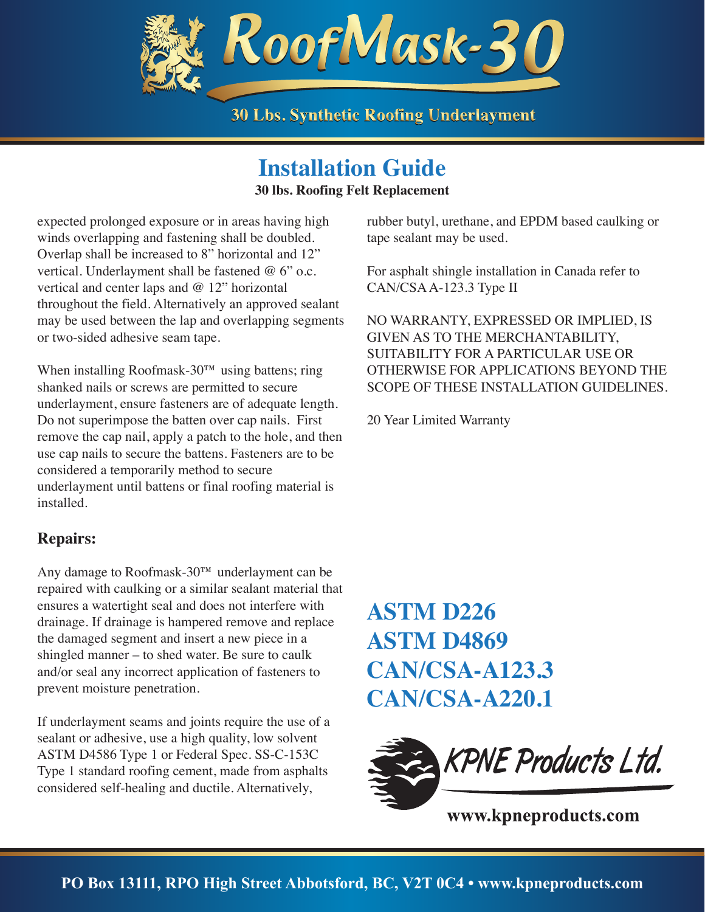# RoofMask-30

30 Lbs. Synthetic Roofing Underlayment

## Installation Guide

**30 lbs. Roofing Felt Replacement**

expected prolonged exposure or in areas having high winds overlapping and fastening shall be doubled. Overlap shall be increased to 8" horizontal and 12" vertical. Underlayment shall be fastened @ 6" o.c. vertical and center laps and @ 12" horizontal throughout the field. Alternatively an approved sealant may be used between the lap and overlapping segments or two-sided adhesive seam tape.

When installing Roofmask-30™ using battens; ring shanked nails or screws are permitted to secure underlayment, ensure fasteners are of adequate length. Do not superimpose the batten over cap nails. First remove the cap nail, apply a patch to the hole, and then use cap nails to secure the battens. Fasteners are to be considered a temporarily method to secure underlayment until battens or final roofing material is installed.

### Repairs:

Any damage to Roofmask-30™ underlayment can be repaired with caulking or a similar sealant material that ensures a watertight seal and does not interfere with drainage. If drainage is hampered remove and replace the damaged segment and insert a new piece in a shingled manner – to shed water. Be sure to caulk and/or seal any incorrect application of fasteners to prevent moisture penetration.

If underlayment seams and joints require the use of a sealant or adhesive, use a high quality, low solvent ASTM D4586 Type 1 or Federal Spec. SS-C-153C Type 1 standard roofing cement, made from asphalts considered self-healing and ductile. Alternatively, rubber butyl, urethane, and EPDM based caulking or tape sealant may be used.

For asphalt shingle installation in Canada refer to CAN/CSA A-123.3 Type II

NO WARRANTY, EXPRESSED OR IMPLIED, IS GIVEN AS TO THE MERCHANTABILITY, SUITABILITY FOR A PARTICULAR USE OR OTHERWISE FOR APPLICATIONS BEYOND THE SCOPE OF THESE INSTALLATION GUIDELINES.

20 Year Limited Warranty

**ASTM D226**
**ASTM D4869**
**CAN/CSA-A123.3**
**CAN/CSA-A220.1**

KPNE Products Ltd.

www.kpneproducts.com

PO Box 13111, RPO High Street Abbotsford, BC, V2T 0C4 • www.kpneproducts.com